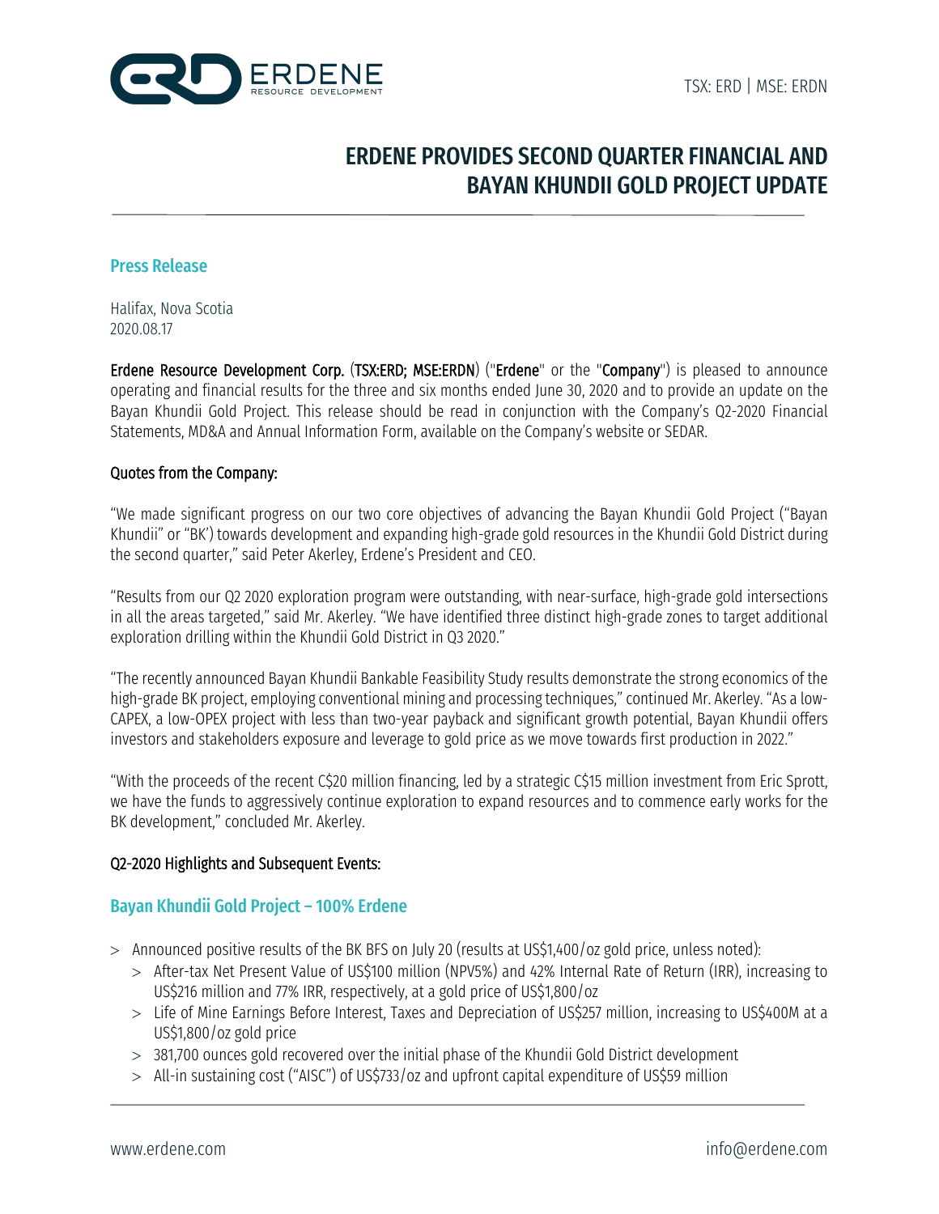TSX: ERD | MSE: ERDN

# ERDENE PROVIDES SECOND QUARTER FINANCIAL AND BAYAN KHUNDII GOLD PROJECT UPDATE

## Press Release

Halifax, Nova Scotia
2020.08.17

**Erdene Resource Development Corp.** (**TSX:ERD; MSE:ERDN**) ("**Erdene**" or the "**Company**") is pleased to announce operating and financial results for the three and six months ended June 30, 2020 and to provide an update on the Bayan Khundii Gold Project. This release should be read in conjunction with the Company's Q2-2020 Financial Statements, MD&A and Annual Information Form, available on the Company's website or SEDAR.

**Quotes from the Company:**

"We made significant progress on our two core objectives of advancing the Bayan Khundii Gold Project ("Bayan Khundii" or "BK') towards development and expanding high-grade gold resources in the Khundii Gold District during the second quarter," said Peter Akerley, Erdene's President and CEO.

"Results from our Q2 2020 exploration program were outstanding, with near-surface, high-grade gold intersections in all the areas targeted," said Mr. Akerley. "We have identified three distinct high-grade zones to target additional exploration drilling within the Khundii Gold District in Q3 2020."

"The recently announced Bayan Khundii Bankable Feasibility Study results demonstrate the strong economics of the high-grade BK project, employing conventional mining and processing techniques," continued Mr. Akerley. "As a low-CAPEX, a low-OPEX project with less than two-year payback and significant growth potential, Bayan Khundii offers investors and stakeholders exposure and leverage to gold price as we move towards first production in 2022."

"With the proceeds of the recent C$20 million financing, led by a strategic C$15 million investment from Eric Sprott, we have the funds to aggressively continue exploration to expand resources and to commence early works for the BK development," concluded Mr. Akerley.

**Q2-2020 Highlights and Subsequent Events:**

### Bayan Khundii Gold Project – 100% Erdene

- Announced positive results of the BK BFS on July 20 (results at US$1,400/oz gold price, unless noted):
  - After-tax Net Present Value of US$100 million (NPV5%) and 42% Internal Rate of Return (IRR), increasing to US$216 million and 77% IRR, respectively, at a gold price of US$1,800/oz
  - Life of Mine Earnings Before Interest, Taxes and Depreciation of US$257 million, increasing to US$400M at a US$1,800/oz gold price
  - 381,700 ounces gold recovered over the initial phase of the Khundii Gold District development
  - All-in sustaining cost ("AISC") of US$733/oz and upfront capital expenditure of US$59 million

www.erdene.com info@erdene.com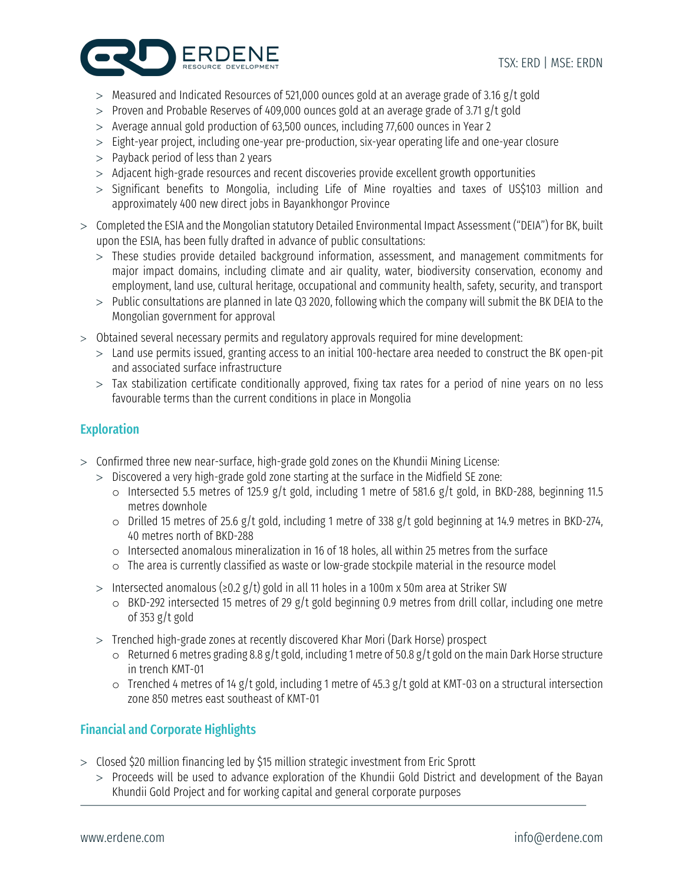- Measured and Indicated Resources of 521,000 ounces gold at an average grade of 3.16 g/t gold
  - Proven and Probable Reserves of 409,000 ounces gold at an average grade of 3.71 g/t gold
  - Average annual gold production of 63,500 ounces, including 77,600 ounces in Year 2
  - Eight-year project, including one-year pre-production, six-year operating life and one-year closure
  - Payback period of less than 2 years
  - Adjacent high-grade resources and recent discoveries provide excellent growth opportunities
  - Significant benefits to Mongolia, including Life of Mine royalties and taxes of US$103 million and approximately 400 new direct jobs in Bayankhongor Province
- Completed the ESIA and the Mongolian statutory Detailed Environmental Impact Assessment ("DEIA") for BK, built upon the ESIA, has been fully drafted in advance of public consultations:
  - These studies provide detailed background information, assessment, and management commitments for major impact domains, including climate and air quality, water, biodiversity conservation, economy and employment, land use, cultural heritage, occupational and community health, safety, security, and transport
  - Public consultations are planned in late Q3 2020, following which the company will submit the BK DEIA to the Mongolian government for approval
- Obtained several necessary permits and regulatory approvals required for mine development:
  - Land use permits issued, granting access to an initial 100-hectare area needed to construct the BK open-pit and associated surface infrastructure
  - Tax stabilization certificate conditionally approved, fixing tax rates for a period of nine years on no less favourable terms than the current conditions in place in Mongolia

## Exploration

- Confirmed three new near-surface, high-grade gold zones on the Khundii Mining License:
  - Discovered a very high-grade gold zone starting at the surface in the Midfield SE zone:
    - Intersected 5.5 metres of 125.9 g/t gold, including 1 metre of 581.6 g/t gold, in BKD-288, beginning 11.5 metres downhole
    - Drilled 15 metres of 25.6 g/t gold, including 1 metre of 338 g/t gold beginning at 14.9 metres in BKD-274, 40 metres north of BKD-288
    - Intersected anomalous mineralization in 16 of 18 holes, all within 25 metres from the surface
    - The area is currently classified as waste or low-grade stockpile material in the resource model
  - Intersected anomalous (≥0.2 g/t) gold in all 11 holes in a 100m x 50m area at Striker SW
    - BKD-292 intersected 15 metres of 29 g/t gold beginning 0.9 metres from drill collar, including one metre of 353 g/t gold
  - Trenched high-grade zones at recently discovered Khar Mori (Dark Horse) prospect
    - Returned 6 metres grading 8.8 g/t gold, including 1 metre of 50.8 g/t gold on the main Dark Horse structure in trench KMT-01
    - Trenched 4 metres of 14 g/t gold, including 1 metre of 45.3 g/t gold at KMT-03 on a structural intersection zone 850 metres east southeast of KMT-01

## Financial and Corporate Highlights

- Closed $20 million financing led by $15 million strategic investment from Eric Sprott
  - Proceeds will be used to advance exploration of the Khundii Gold District and development of the Bayan Khundii Gold Project and for working capital and general corporate purposes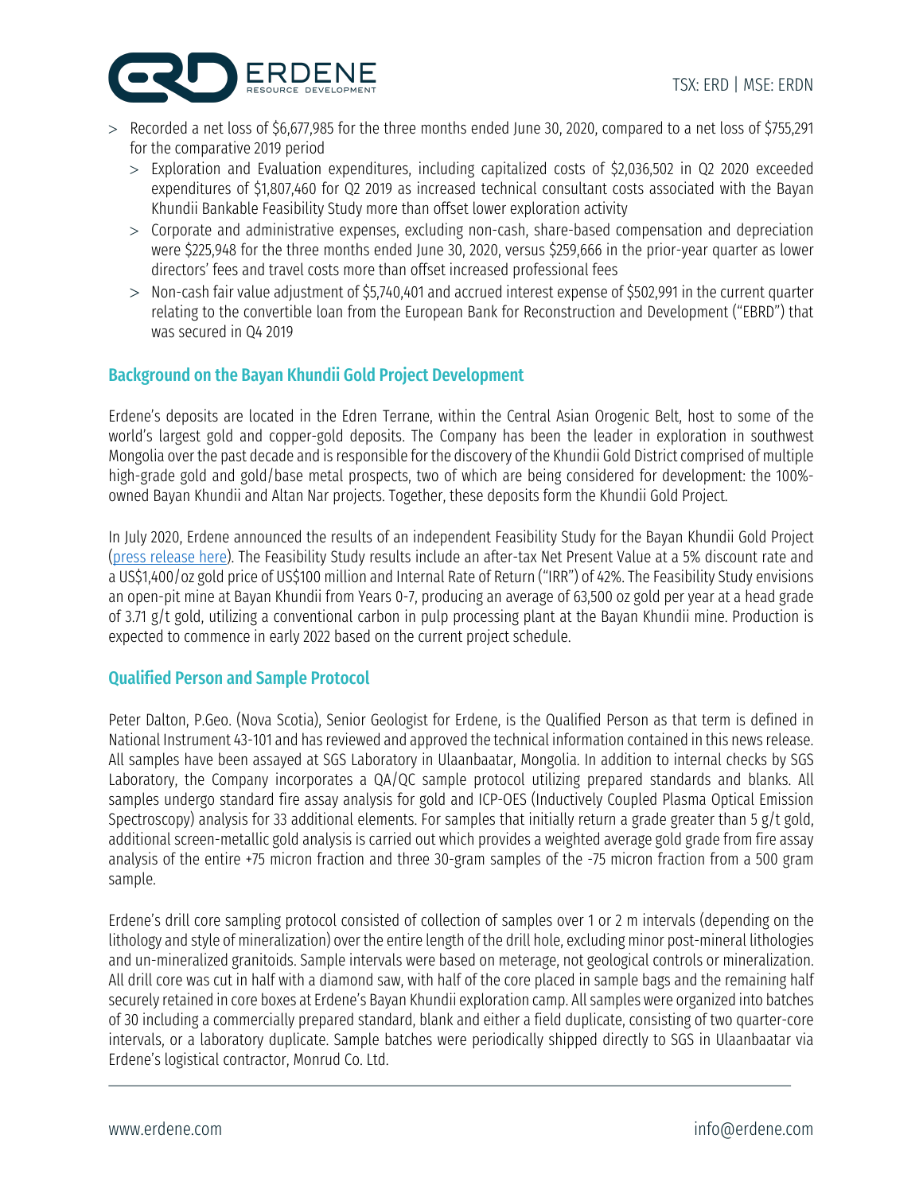- Recorded a net loss of $6,677,985 for the three months ended June 30, 2020, compared to a net loss of $755,291 for the comparative 2019 period
  - Exploration and Evaluation expenditures, including capitalized costs of $2,036,502 in Q2 2020 exceeded expenditures of $1,807,460 for Q2 2019 as increased technical consultant costs associated with the Bayan Khundii Bankable Feasibility Study more than offset lower exploration activity
  - Corporate and administrative expenses, excluding non-cash, share-based compensation and depreciation were $225,948 for the three months ended June 30, 2020, versus $259,666 in the prior-year quarter as lower directors' fees and travel costs more than offset increased professional fees
  - Non-cash fair value adjustment of $5,740,401 and accrued interest expense of $502,991 in the current quarter relating to the convertible loan from the European Bank for Reconstruction and Development ("EBRD") that was secured in Q4 2019

## Background on the Bayan Khundii Gold Project Development

Erdene's deposits are located in the Edren Terrane, within the Central Asian Orogenic Belt, host to some of the world's largest gold and copper-gold deposits. The Company has been the leader in exploration in southwest Mongolia over the past decade and is responsible for the discovery of the Khundii Gold District comprised of multiple high-grade gold and gold/base metal prospects, two of which are being considered for development: the 100%-owned Bayan Khundii and Altan Nar projects. Together, these deposits form the Khundii Gold Project.

In July 2020, Erdene announced the results of an independent Feasibility Study for the Bayan Khundii Gold Project (press release here). The Feasibility Study results include an after-tax Net Present Value at a 5% discount rate and a US$1,400/oz gold price of US$100 million and Internal Rate of Return ("IRR") of 42%. The Feasibility Study envisions an open-pit mine at Bayan Khundii from Years 0-7, producing an average of 63,500 oz gold per year at a head grade of 3.71 g/t gold, utilizing a conventional carbon in pulp processing plant at the Bayan Khundii mine. Production is expected to commence in early 2022 based on the current project schedule.

## Qualified Person and Sample Protocol

Peter Dalton, P.Geo. (Nova Scotia), Senior Geologist for Erdene, is the Qualified Person as that term is defined in National Instrument 43-101 and has reviewed and approved the technical information contained in this news release. All samples have been assayed at SGS Laboratory in Ulaanbaatar, Mongolia. In addition to internal checks by SGS Laboratory, the Company incorporates a QA/QC sample protocol utilizing prepared standards and blanks. All samples undergo standard fire assay analysis for gold and ICP-OES (Inductively Coupled Plasma Optical Emission Spectroscopy) analysis for 33 additional elements. For samples that initially return a grade greater than 5 g/t gold, additional screen-metallic gold analysis is carried out which provides a weighted average gold grade from fire assay analysis of the entire +75 micron fraction and three 30-gram samples of the -75 micron fraction from a 500 gram sample.

Erdene's drill core sampling protocol consisted of collection of samples over 1 or 2 m intervals (depending on the lithology and style of mineralization) over the entire length of the drill hole, excluding minor post-mineral lithologies and un-mineralized granitoids. Sample intervals were based on meterage, not geological controls or mineralization. All drill core was cut in half with a diamond saw, with half of the core placed in sample bags and the remaining half securely retained in core boxes at Erdene's Bayan Khundii exploration camp. All samples were organized into batches of 30 including a commercially prepared standard, blank and either a field duplicate, consisting of two quarter-core intervals, or a laboratory duplicate. Sample batches were periodically shipped directly to SGS in Ulaanbaatar via Erdene's logistical contractor, Monrud Co. Ltd.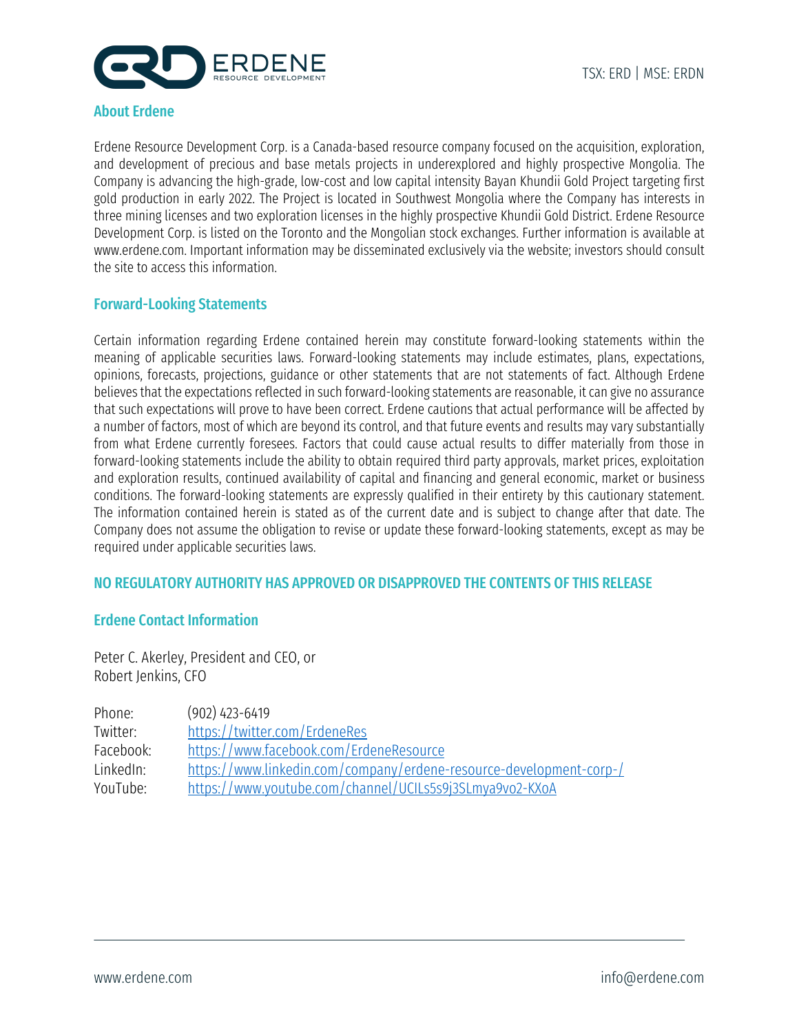## About Erdene

Erdene Resource Development Corp. is a Canada-based resource company focused on the acquisition, exploration, and development of precious and base metals projects in underexplored and highly prospective Mongolia. The Company is advancing the high-grade, low-cost and low capital intensity Bayan Khundii Gold Project targeting first gold production in early 2022. The Project is located in Southwest Mongolia where the Company has interests in three mining licenses and two exploration licenses in the highly prospective Khundii Gold District. Erdene Resource Development Corp. is listed on the Toronto and the Mongolian stock exchanges. Further information is available at www.erdene.com. Important information may be disseminated exclusively via the website; investors should consult the site to access this information.

## Forward-Looking Statements

Certain information regarding Erdene contained herein may constitute forward-looking statements within the meaning of applicable securities laws. Forward-looking statements may include estimates, plans, expectations, opinions, forecasts, projections, guidance or other statements that are not statements of fact. Although Erdene believes that the expectations reflected in such forward-looking statements are reasonable, it can give no assurance that such expectations will prove to have been correct. Erdene cautions that actual performance will be affected by a number of factors, most of which are beyond its control, and that future events and results may vary substantially from what Erdene currently foresees. Factors that could cause actual results to differ materially from those in forward-looking statements include the ability to obtain required third party approvals, market prices, exploitation and exploration results, continued availability of capital and financing and general economic, market or business conditions. The forward-looking statements are expressly qualified in their entirety by this cautionary statement. The information contained herein is stated as of the current date and is subject to change after that date. The Company does not assume the obligation to revise or update these forward-looking statements, except as may be required under applicable securities laws.

## NO REGULATORY AUTHORITY HAS APPROVED OR DISAPPROVED THE CONTENTS OF THIS RELEASE

## Erdene Contact Information

Peter C. Akerley, President and CEO, or
Robert Jenkins, CFO

| | |
|---|---|
| Phone: | (902) 423-6419 |
| Twitter: | https://twitter.com/ErdeneRes |
| Facebook: | https://www.facebook.com/ErdeneResource |
| LinkedIn: | https://www.linkedin.com/company/erdene-resource-development-corp-/ |
| YouTube: | https://www.youtube.com/channel/UCILs5s9j3SLmya9vo2-KXoA |